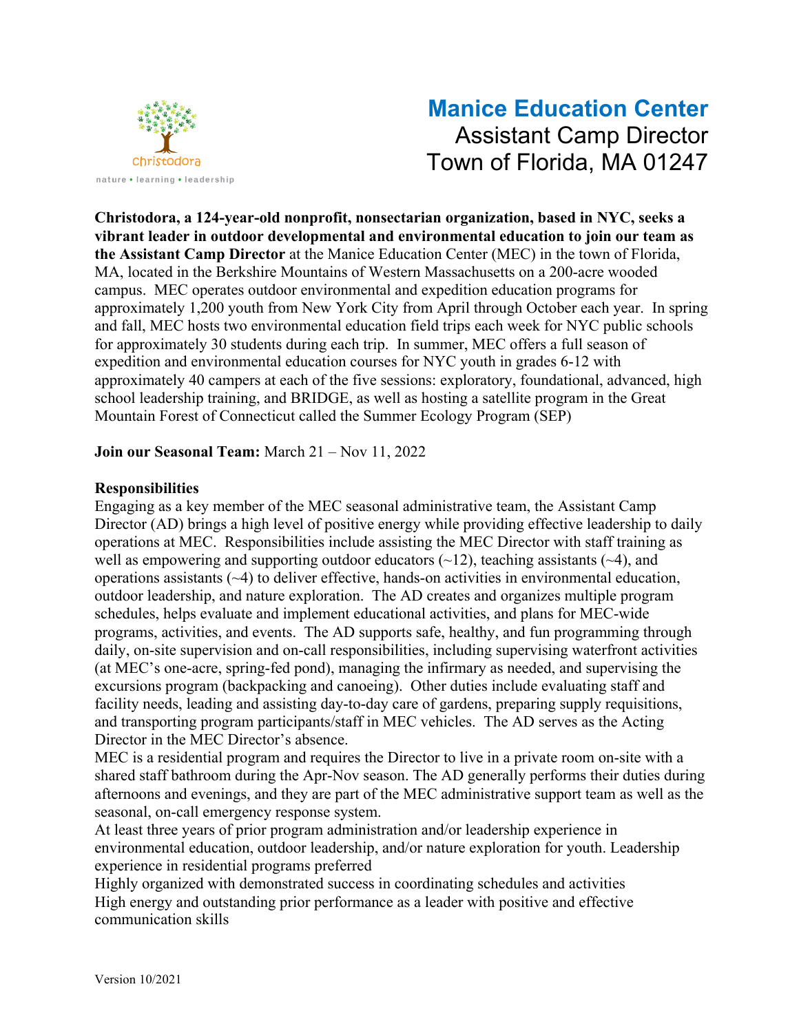christodora
nature • learning • leadership

# Manice Education Center

## Assistant Camp Director

## Town of Florida, MA 01247

**Christodora, a 124-year-old nonprofit, nonsectarian organization, based in NYC, seeks a vibrant leader in outdoor developmental and environmental education to join our team as the Assistant Camp Director** at the Manice Education Center (MEC) in the town of Florida, MA, located in the Berkshire Mountains of Western Massachusetts on a 200-acre wooded campus. MEC operates outdoor environmental and expedition education programs for approximately 1,200 youth from New York City from April through October each year. In spring and fall, MEC hosts two environmental education field trips each week for NYC public schools for approximately 30 students during each trip. In summer, MEC offers a full season of expedition and environmental education courses for NYC youth in grades 6-12 with approximately 40 campers at each of the five sessions: exploratory, foundational, advanced, high school leadership training, and BRIDGE, as well as hosting a satellite program in the Great Mountain Forest of Connecticut called the Summer Ecology Program (SEP)

**Join our Seasonal Team:** March 21 – Nov 11, 2022

**Responsibilities**

Engaging as a key member of the MEC seasonal administrative team, the Assistant Camp Director (AD) brings a high level of positive energy while providing effective leadership to daily operations at MEC. Responsibilities include assisting the MEC Director with staff training as well as empowering and supporting outdoor educators (~12), teaching assistants (~4), and operations assistants (~4) to deliver effective, hands-on activities in environmental education, outdoor leadership, and nature exploration. The AD creates and organizes multiple program schedules, helps evaluate and implement educational activities, and plans for MEC-wide programs, activities, and events. The AD supports safe, healthy, and fun programming through daily, on-site supervision and on-call responsibilities, including supervising waterfront activities (at MEC's one-acre, spring-fed pond), managing the infirmary as needed, and supervising the excursions program (backpacking and canoeing). Other duties include evaluating staff and facility needs, leading and assisting day-to-day care of gardens, preparing supply requisitions, and transporting program participants/staff in MEC vehicles. The AD serves as the Acting Director in the MEC Director's absence.

MEC is a residential program and requires the Director to live in a private room on-site with a shared staff bathroom during the Apr-Nov season. The AD generally performs their duties during afternoons and evenings, and they are part of the MEC administrative support team as well as the seasonal, on-call emergency response system.

At least three years of prior program administration and/or leadership experience in environmental education, outdoor leadership, and/or nature exploration for youth. Leadership experience in residential programs preferred

Highly organized with demonstrated success in coordinating schedules and activities

High energy and outstanding prior performance as a leader with positive and effective communication skills

Version 10/2021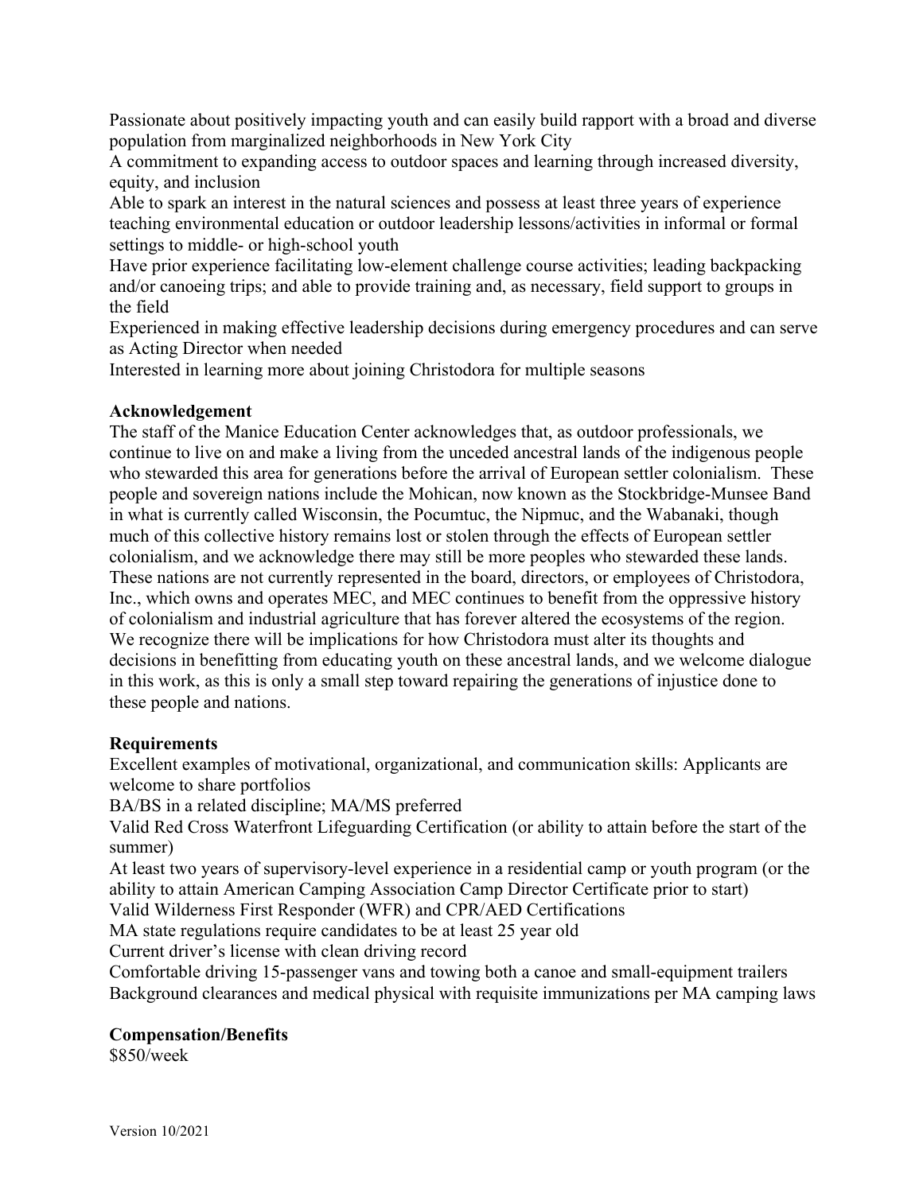Passionate about positively impacting youth and can easily build rapport with a broad and diverse population from marginalized neighborhoods in New York City

A commitment to expanding access to outdoor spaces and learning through increased diversity, equity, and inclusion

Able to spark an interest in the natural sciences and possess at least three years of experience teaching environmental education or outdoor leadership lessons/activities in informal or formal settings to middle- or high-school youth

Have prior experience facilitating low-element challenge course activities; leading backpacking and/or canoeing trips; and able to provide training and, as necessary, field support to groups in the field

Experienced in making effective leadership decisions during emergency procedures and can serve as Acting Director when needed

Interested in learning more about joining Christodora for multiple seasons

**Acknowledgement**

The staff of the Manice Education Center acknowledges that, as outdoor professionals, we continue to live on and make a living from the unceded ancestral lands of the indigenous people who stewarded this area for generations before the arrival of European settler colonialism. These people and sovereign nations include the Mohican, now known as the Stockbridge-Munsee Band in what is currently called Wisconsin, the Pocumtuc, the Nipmuc, and the Wabanaki, though much of this collective history remains lost or stolen through the effects of European settler colonialism, and we acknowledge there may still be more peoples who stewarded these lands. These nations are not currently represented in the board, directors, or employees of Christodora, Inc., which owns and operates MEC, and MEC continues to benefit from the oppressive history of colonialism and industrial agriculture that has forever altered the ecosystems of the region. We recognize there will be implications for how Christodora must alter its thoughts and decisions in benefitting from educating youth on these ancestral lands, and we welcome dialogue in this work, as this is only a small step toward repairing the generations of injustice done to these people and nations.

**Requirements**

Excellent examples of motivational, organizational, and communication skills: Applicants are welcome to share portfolios

BA/BS in a related discipline; MA/MS preferred

Valid Red Cross Waterfront Lifeguarding Certification (or ability to attain before the start of the summer)

At least two years of supervisory-level experience in a residential camp or youth program (or the ability to attain American Camping Association Camp Director Certificate prior to start)

Valid Wilderness First Responder (WFR) and CPR/AED Certifications

MA state regulations require candidates to be at least 25 year old

Current driver's license with clean driving record

Comfortable driving 15-passenger vans and towing both a canoe and small-equipment trailers

Background clearances and medical physical with requisite immunizations per MA camping laws

**Compensation/Benefits**

$850/week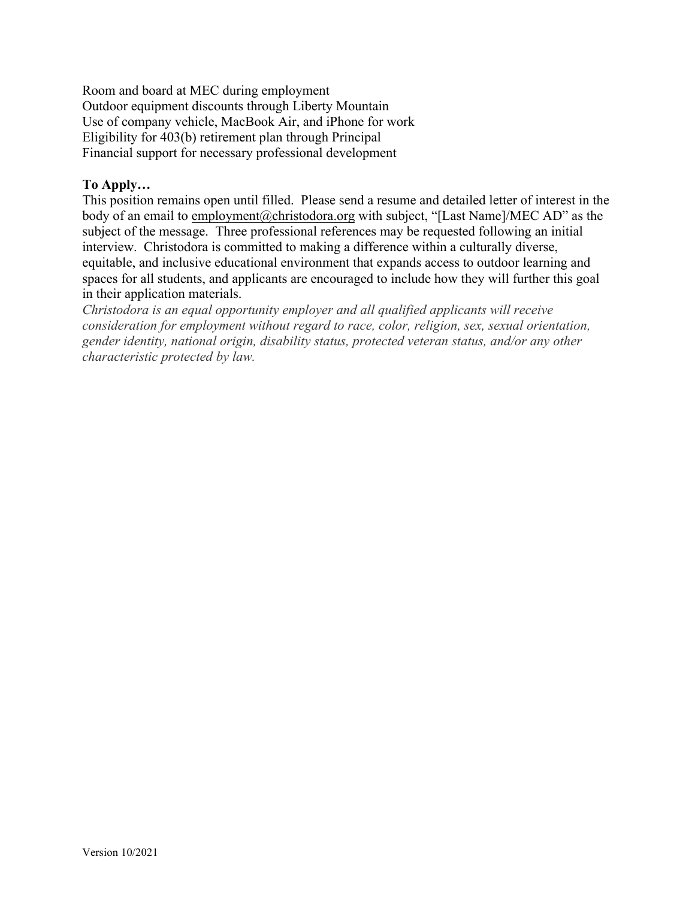Room and board at MEC during employment
Outdoor equipment discounts through Liberty Mountain
Use of company vehicle, MacBook Air, and iPhone for work
Eligibility for 403(b) retirement plan through Principal
Financial support for necessary professional development

**To Apply…**

This position remains open until filled. Please send a resume and detailed letter of interest in the body of an email to employment@christodora.org with subject, "[Last Name]/MEC AD" as the subject of the message. Three professional references may be requested following an initial interview. Christodora is committed to making a difference within a culturally diverse, equitable, and inclusive educational environment that expands access to outdoor learning and spaces for all students, and applicants are encouraged to include how they will further this goal in their application materials.

*Christodora is an equal opportunity employer and all qualified applicants will receive consideration for employment without regard to race, color, religion, sex, sexual orientation, gender identity, national origin, disability status, protected veteran status, and/or any other characteristic protected by law.*

Version 10/2021